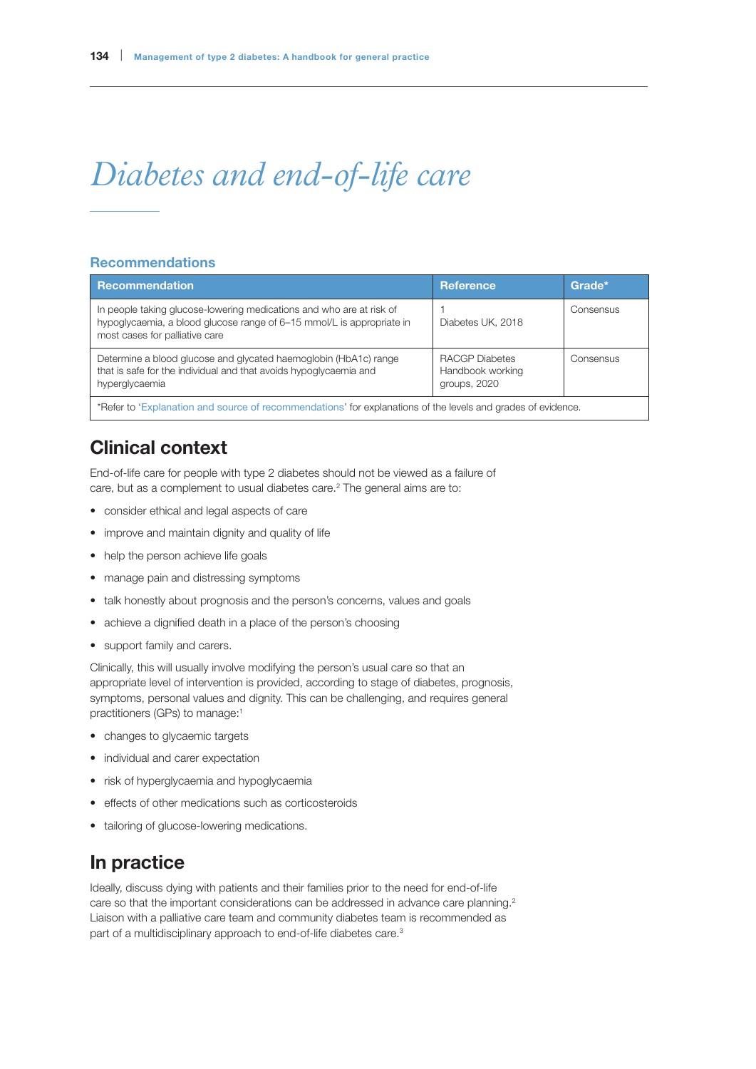# Diabetes and end-of-life care

## Recommendations

| Recommendation | Reference | Grade* |
|---|---|---|
| In people taking glucose-lowering medications and who are at risk of hypoglycaemia, a blood glucose range of 6–15 mmol/L is appropriate in most cases for palliative care | 1<br>Diabetes UK, 2018 | Consensus |
| Determine a blood glucose and glycated haemoglobin (HbA1c) range that is safe for the individual and that avoids hypoglycaemia and hyperglycaemia | RACGP Diabetes Handbook working groups, 2020 | Consensus |
| *Refer to 'Explanation and source of recommendations' for explanations of the levels and grades of evidence. | | |

## Clinical context

End-of-life care for people with type 2 diabetes should not be viewed as a failure of care, but as a complement to usual diabetes care.[2] The general aims are to:

- consider ethical and legal aspects of care
- improve and maintain dignity and quality of life
- help the person achieve life goals
- manage pain and distressing symptoms
- talk honestly about prognosis and the person's concerns, values and goals
- achieve a dignified death in a place of the person's choosing
- support family and carers.

Clinically, this will usually involve modifying the person's usual care so that an appropriate level of intervention is provided, according to stage of diabetes, prognosis, symptoms, personal values and dignity. This can be challenging, and requires general practitioners (GPs) to manage:[1]

- changes to glycaemic targets
- individual and carer expectation
- risk of hyperglycaemia and hypoglycaemia
- effects of other medications such as corticosteroids
- tailoring of glucose-lowering medications.

## In practice

Ideally, discuss dying with patients and their families prior to the need for end-of-life care so that the important considerations can be addressed in advance care planning.[2] Liaison with a palliative care team and community diabetes team is recommended as part of a multidisciplinary approach to end-of-life diabetes care.[3]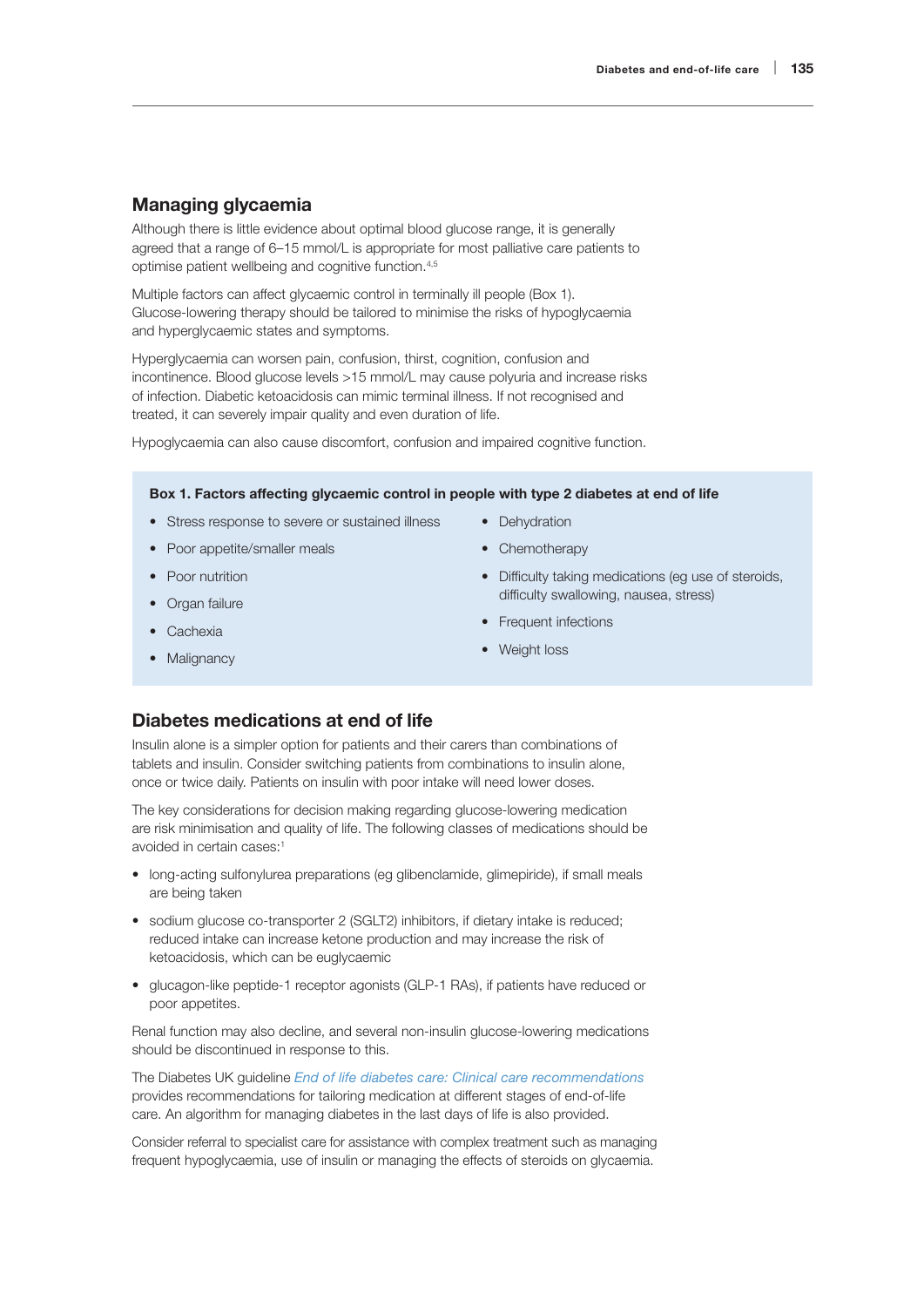## Managing glycaemia

Although there is little evidence about optimal blood glucose range, it is generally agreed that a range of 6–15 mmol/L is appropriate for most palliative care patients to optimise patient wellbeing and cognitive function.[4,5]

Multiple factors can affect glycaemic control in terminally ill people (Box 1). Glucose-lowering therapy should be tailored to minimise the risks of hypoglycaemia and hyperglycaemic states and symptoms.

Hyperglycaemia can worsen pain, confusion, thirst, cognition, confusion and incontinence. Blood glucose levels >15 mmol/L may cause polyuria and increase risks of infection. Diabetic ketoacidosis can mimic terminal illness. If not recognised and treated, it can severely impair quality and even duration of life.

Hypoglycaemia can also cause discomfort, confusion and impaired cognitive function.

**Box 1. Factors affecting glycaemic control in people with type 2 diabetes at end of life**

- Stress response to severe or sustained illness
- Poor appetite/smaller meals
- Poor nutrition
- Organ failure
- Cachexia
- Malignancy
- Dehydration
- Chemotherapy
- Difficulty taking medications (eg use of steroids, difficulty swallowing, nausea, stress)
- Frequent infections
- Weight loss

## Diabetes medications at end of life

Insulin alone is a simpler option for patients and their carers than combinations of tablets and insulin. Consider switching patients from combinations to insulin alone, once or twice daily. Patients on insulin with poor intake will need lower doses.

The key considerations for decision making regarding glucose-lowering medication are risk minimisation and quality of life. The following classes of medications should be avoided in certain cases:[1]

- long-acting sulfonylurea preparations (eg glibenclamide, glimepiride), if small meals are being taken
- sodium glucose co-transporter 2 (SGLT2) inhibitors, if dietary intake is reduced; reduced intake can increase ketone production and may increase the risk of ketoacidosis, which can be euglycaemic
- glucagon-like peptide-1 receptor agonists (GLP-1 RAs), if patients have reduced or poor appetites.

Renal function may also decline, and several non-insulin glucose-lowering medications should be discontinued in response to this.

The Diabetes UK guideline *End of life diabetes care: Clinical care recommendations* provides recommendations for tailoring medication at different stages of end-of-life care. An algorithm for managing diabetes in the last days of life is also provided.

Consider referral to specialist care for assistance with complex treatment such as managing frequent hypoglycaemia, use of insulin or managing the effects of steroids on glycaemia.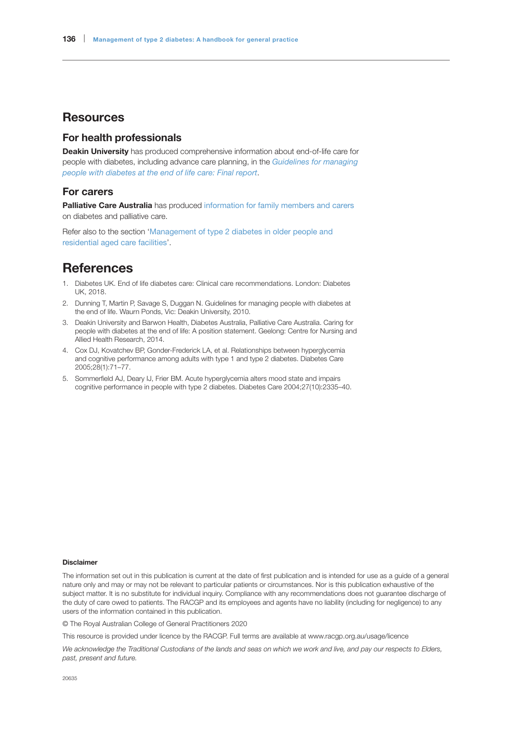## Resources

### For health professionals

**Deakin University** has produced comprehensive information about end-of-life care for people with diabetes, including advance care planning, in the *Guidelines for managing people with diabetes at the end of life care: Final report*.

### For carers

**Palliative Care Australia** has produced information for family members and carers on diabetes and palliative care.

Refer also to the section 'Management of type 2 diabetes in older people and residential aged care facilities'.

## References

1. Diabetes UK. End of life diabetes care: Clinical care recommendations. London: Diabetes UK, 2018.
2. Dunning T, Martin P, Savage S, Duggan N. Guidelines for managing people with diabetes at the end of life. Waurn Ponds, Vic: Deakin University, 2010.
3. Deakin University and Barwon Health, Diabetes Australia, Palliative Care Australia. Caring for people with diabetes at the end of life: A position statement. Geelong: Centre for Nursing and Allied Health Research, 2014.
4. Cox DJ, Kovatchev BP, Gonder-Frederick LA, et al. Relationships between hyperglycemia and cognitive performance among adults with type 1 and type 2 diabetes. Diabetes Care 2005;28(1):71–77.
5. Sommerfield AJ, Deary IJ, Frier BM. Acute hyperglycemia alters mood state and impairs cognitive performance in people with type 2 diabetes. Diabetes Care 2004;27(10):2335–40.

**Disclaimer**

The information set out in this publication is current at the date of first publication and is intended for use as a guide of a general nature only and may or may not be relevant to particular patients or circumstances. Nor is this publication exhaustive of the subject matter. It is no substitute for individual inquiry. Compliance with any recommendations does not guarantee discharge of the duty of care owed to patients. The RACGP and its employees and agents have no liability (including for negligence) to any users of the information contained in this publication.

© The Royal Australian College of General Practitioners 2020

This resource is provided under licence by the RACGP. Full terms are available at www.racgp.org.au/usage/licence

*We acknowledge the Traditional Custodians of the lands and seas on which we work and live, and pay our respects to Elders, past, present and future.*

20635